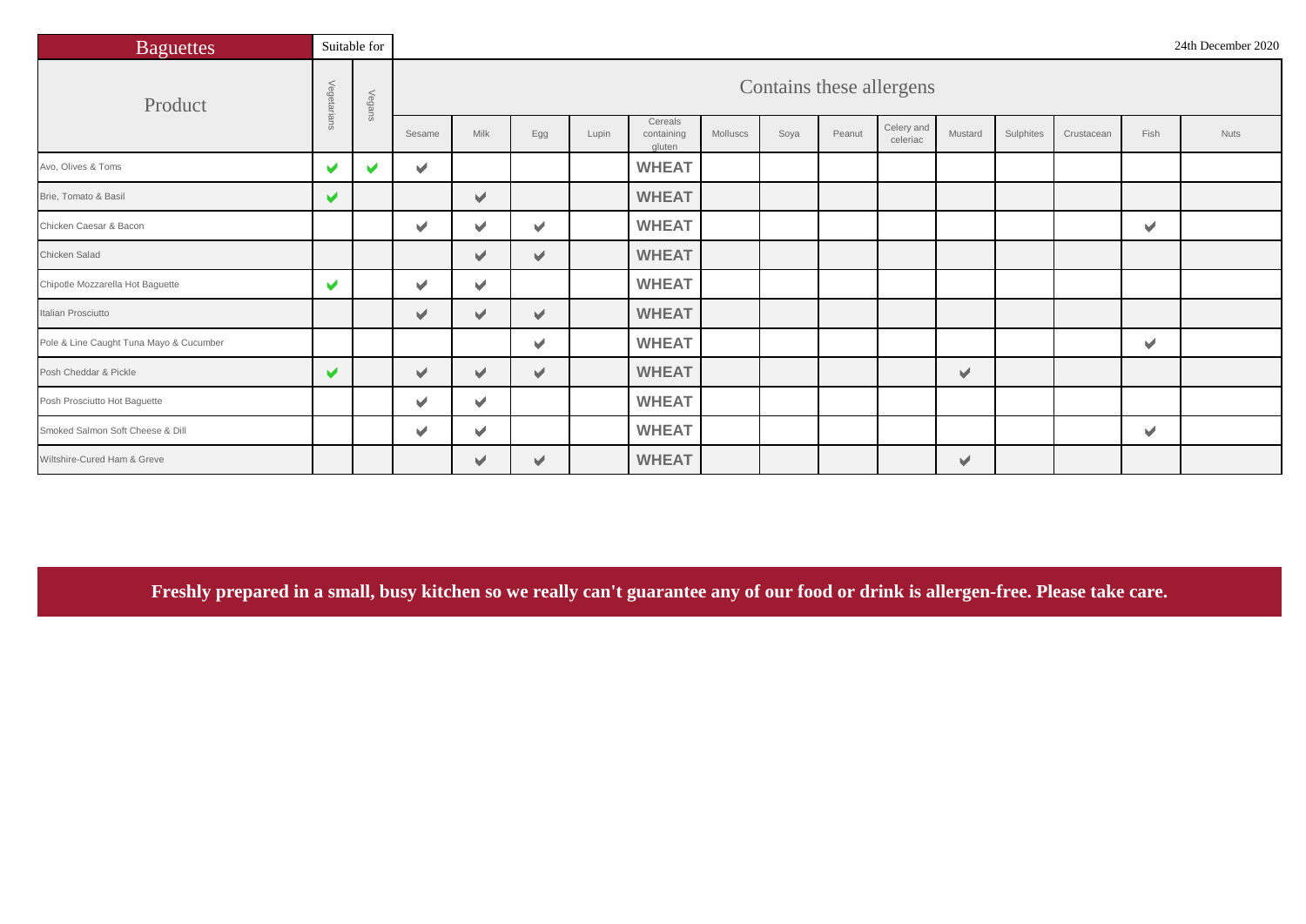| Baguettes | Suitable for | | | | | | | | | | | | | | | | 24th December 2020 |
|---|---|---|---|---|---|---|---|---|---|---|---|---|---|---|---|---|---|
| Product | Vegetarians | Vegans | Contains these allergens | | | | | | | | | | | | | | |
| | | | Sesame | Milk | Egg | Lupin | Cereals containing gluten | Molluscs | Soya | Peanut | Celery and celeriac | Mustard | Sulphites | Crustacean | Fish | Nuts | |
| Avo, Olives & Toms | ✔ | ✔ | ✔ | | | | WHEAT | | | | | | | | | | |
| Brie, Tomato & Basil | ✔ | | | ✔ | | | WHEAT | | | | | | | | | | |
| Chicken Caesar & Bacon | | | ✔ | ✔ | ✔ | | WHEAT | | | | | | | | ✔ | | |
| Chicken Salad | | | | ✔ | ✔ | | WHEAT | | | | | | | | | | |
| Chipotle Mozzarella Hot Baguette | ✔ | | ✔ | ✔ | | | WHEAT | | | | | | | | | | |
| Italian Prosciutto | | | ✔ | ✔ | ✔ | | WHEAT | | | | | | | | | | |
| Pole & Line Caught Tuna Mayo & Cucumber | | | | | ✔ | | WHEAT | | | | | | | | ✔ | | |
| Posh Cheddar & Pickle | ✔ | | ✔ | ✔ | ✔ | | WHEAT | | | | | ✔ | | | | | |
| Posh Prosciutto Hot Baguette | | | ✔ | ✔ | | | WHEAT | | | | | | | | | | |
| Smoked Salmon Soft Cheese & Dill | | | ✔ | ✔ | | | WHEAT | | | | | | | | ✔ | | |
| Wiltshire-Cured Ham & Greve | | | | ✔ | ✔ | | WHEAT | | | | | ✔ | | | | | |

**Freshly prepared in a small, busy kitchen so we really can't guarantee any of our food or drink is allergen-free. Please take care.**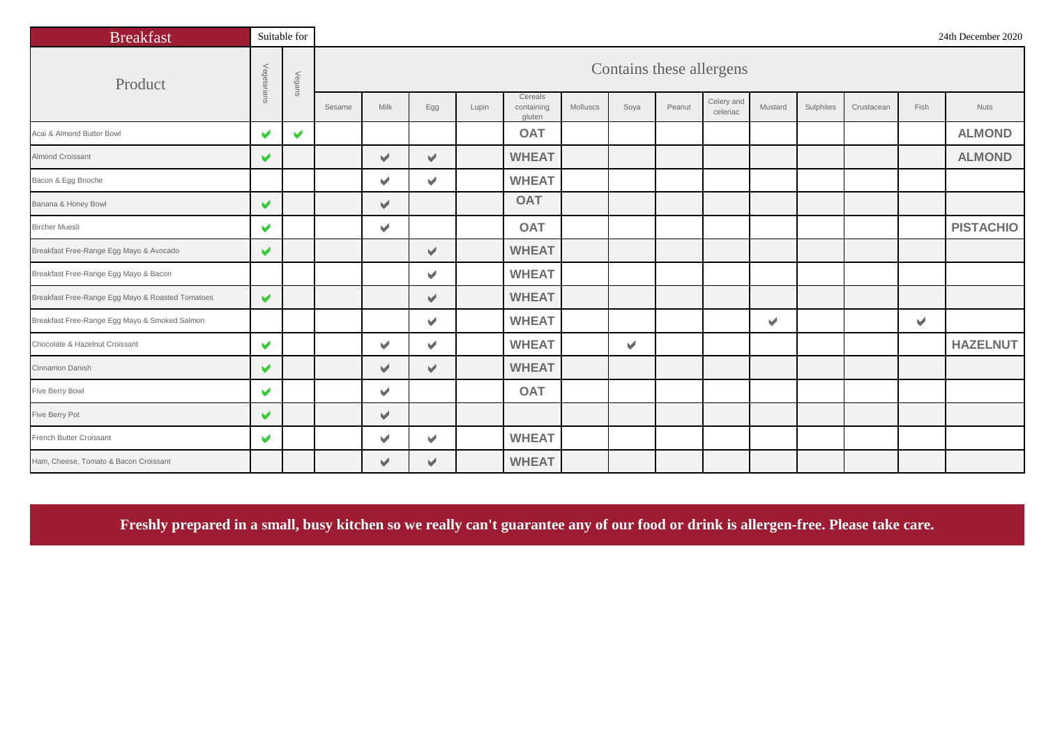| Breakfast | Suitable for | | | | | | | | | | | | | | | | 24th December 2020 |
|---|---|---|---|---|---|---|---|---|---|---|---|---|---|---|---|---|---|
| Product | Vegetarians | Vegans | Contains these allergens | | | | | | | | | | | | | | |
| | | | Sesame | Milk | Egg | Lupin | Cereals containing gluten | Molluscs | Soya | Peanut | Celery and celeriac | Mustard | Sulphites | Crustacean | Fish | Nuts |
| Acai & Almond Butter Bowl | ✔ | ✔ | | | | | OAT | | | | | | | | | ALMOND |
| Almond Croissant | ✔ | | | ✔ | ✔ | | WHEAT | | | | | | | | | ALMOND |
| Bacon & Egg Brioche | | | | ✔ | ✔ | | WHEAT | | | | | | | | | |
| Banana & Honey Bowl | ✔ | | | ✔ | | | OAT | | | | | | | | | |
| Bircher Muesli | ✔ | | | ✔ | | | OAT | | | | | | | | | PISTACHIO |
| Breakfast Free-Range Egg Mayo & Avocado | ✔ | | | | ✔ | | WHEAT | | | | | | | | | |
| Breakfast Free-Range Egg Mayo & Bacon | | | | | ✔ | | WHEAT | | | | | | | | | |
| Breakfast Free-Range Egg Mayo & Roasted Tomatoes | ✔ | | | | ✔ | | WHEAT | | | | | | | | | |
| Breakfast Free-Range Egg Mayo & Smoked Salmon | | | | | ✔ | | WHEAT | | | | | ✔ | | | ✔ | |
| Chocolate & Hazelnut Croissant | ✔ | | | ✔ | ✔ | | WHEAT | | ✔ | | | | | | | HAZELNUT |
| Cinnamon Danish | ✔ | | | ✔ | ✔ | | WHEAT | | | | | | | | | |
| Five Berry Bowl | ✔ | | | ✔ | | | OAT | | | | | | | | | |
| Five Berry Pot | ✔ | | | ✔ | | | | | | | | | | | | |
| French Butter Croissant | ✔ | | | ✔ | ✔ | | WHEAT | | | | | | | | | |
| Ham, Cheese, Tomato & Bacon Croissant | | | | ✔ | ✔ | | WHEAT | | | | | | | | | |

**Freshly prepared in a small, busy kitchen so we really can't guarantee any of our food or drink is allergen-free. Please take care.**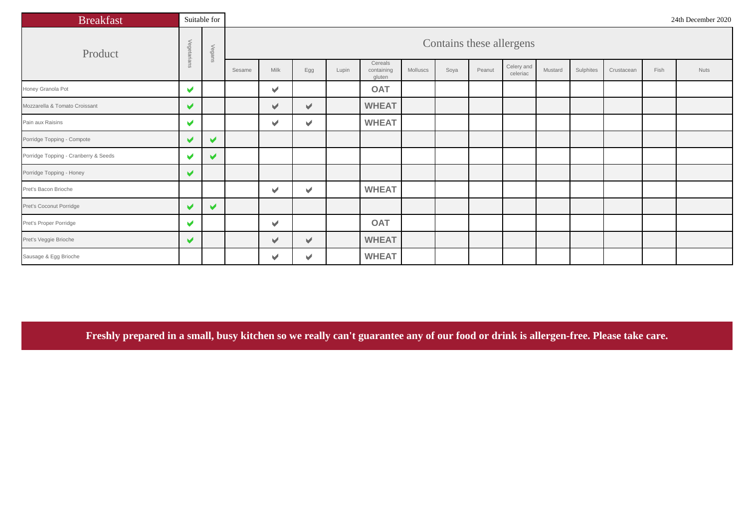# Breakfast

24th December 2020

| Product | Suitable for | | Contains these allergens | | | | | | | | | | | | | |
|---|---|---|---|---|---|---|---|---|---|---|---|---|---|---|---|---|
| | Vegetarians | Vegans | Sesame | Milk | Egg | Lupin | Cereals containing gluten | Molluscs | Soya | Peanut | Celery and celeriac | Mustard | Sulphites | Crustacean | Fish | Nuts |
| Honey Granola Pot | ✔ | | | ✔ | | | OAT | | | | | | | | | |
| Mozzarella & Tomato Croissant | ✔ | | | ✔ | ✔ | | WHEAT | | | | | | | | | |
| Pain aux Raisins | ✔ | | | ✔ | ✔ | | WHEAT | | | | | | | | | |
| Porridge Topping - Compote | ✔ | ✔ | | | | | | | | | | | | | | |
| Porridge Topping - Cranberry & Seeds | ✔ | ✔ | | | | | | | | | | | | | | |
| Porridge Topping - Honey | ✔ | | | | | | | | | | | | | | | |
| Pret's Bacon Brioche | | | | ✔ | ✔ | | WHEAT | | | | | | | | | |
| Pret's Coconut Porridge | ✔ | ✔ | | | | | | | | | | | | | | |
| Pret's Proper Porridge | ✔ | | | ✔ | | | OAT | | | | | | | | | |
| Pret's Veggie Brioche | ✔ | | | ✔ | ✔ | | WHEAT | | | | | | | | | |
| Sausage & Egg Brioche | | | | ✔ | ✔ | | WHEAT | | | | | | | | | |

**Freshly prepared in a small, busy kitchen so we really can't guarantee any of our food or drink is allergen-free. Please take care.**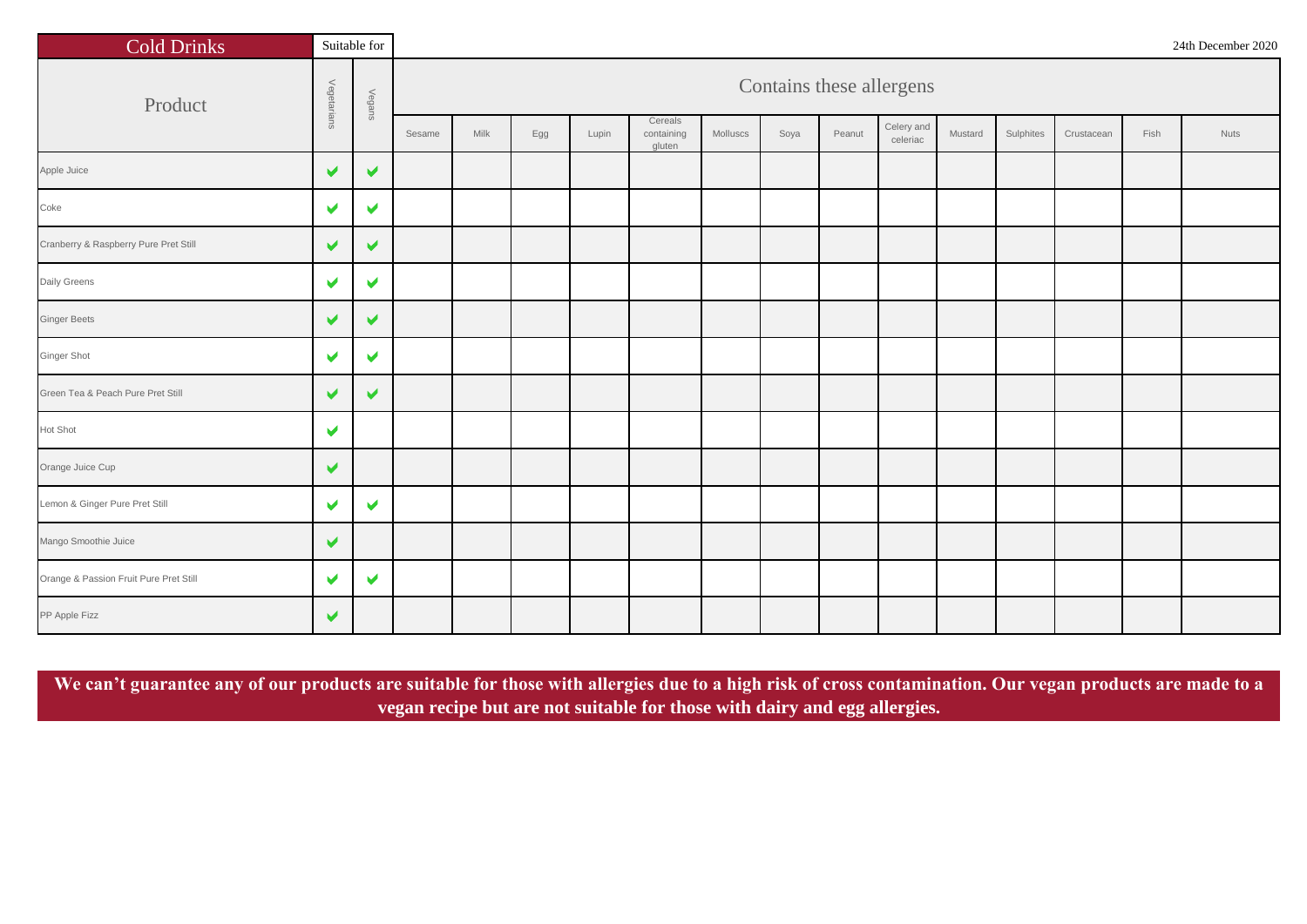| Cold Drinks | Suitable for | | | | | | | | | | | | | | | | 24th December 2020 |
|---|---|---|---|---|---|---|---|---|---|---|---|---|---|---|---|---|---|
| Product | Vegetarians | Vegans | Contains these allergens | | | | | | | | | | | | | | |
| | | | Sesame | Milk | Egg | Lupin | Cereals containing gluten | Molluscs | Soya | Peanut | Celery and celeriac | Mustard | Sulphites | Crustacean | Fish | Nuts | |
| Apple Juice | ✔ | ✔ | | | | | | | | | | | | | | | |
| Coke | ✔ | ✔ | | | | | | | | | | | | | | | |
| Cranberry & Raspberry Pure Pret Still | ✔ | ✔ | | | | | | | | | | | | | | | |
| Daily Greens | ✔ | ✔ | | | | | | | | | | | | | | | |
| Ginger Beets | ✔ | ✔ | | | | | | | | | | | | | | | |
| Ginger Shot | ✔ | ✔ | | | | | | | | | | | | | | | |
| Green Tea & Peach Pure Pret Still | ✔ | ✔ | | | | | | | | | | | | | | | |
| Hot Shot | ✔ | | | | | | | | | | | | | | | | |
| Orange Juice Cup | ✔ | | | | | | | | | | | | | | | | |
| Lemon & Ginger Pure Pret Still | ✔ | ✔ | | | | | | | | | | | | | | | |
| Mango Smoothie Juice | ✔ | | | | | | | | | | | | | | | | |
| Orange & Passion Fruit Pure Pret Still | ✔ | ✔ | | | | | | | | | | | | | | | |
| PP Apple Fizz | ✔ | | | | | | | | | | | | | | | | |

**We can't guarantee any of our products are suitable for those with allergies due to a high risk of cross contamination. Our vegan products are made to a vegan recipe but are not suitable for those with dairy and egg allergies.**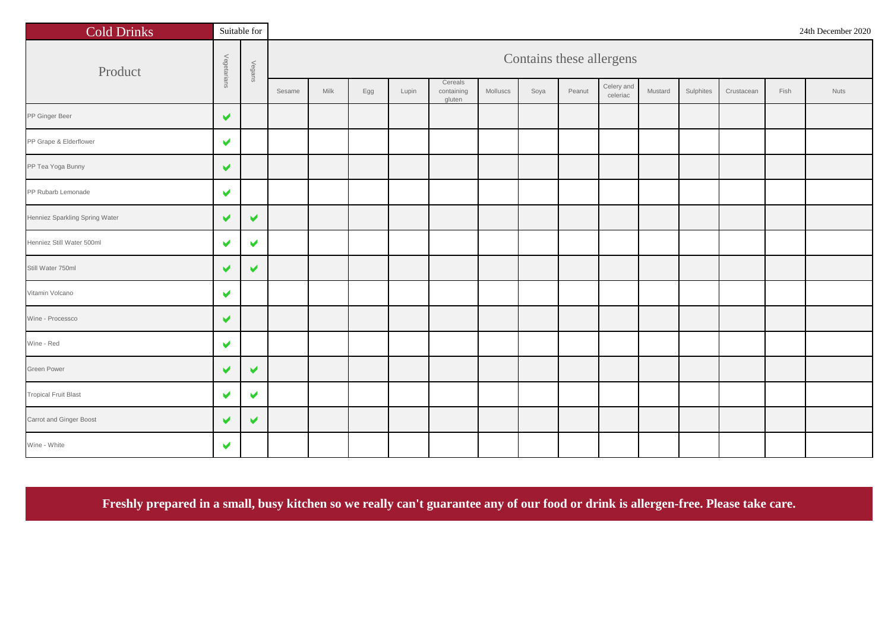| Cold Drinks | Suitable for | | | | | | | | | | | | | | | | 24th December 2020 |
|---|---|---|---|---|---|---|---|---|---|---|---|---|---|---|---|---|
| Product | Vegetarians | Vegans | Contains these allergens | | | | | | | | | | | | | |
| | | | Sesame | Milk | Egg | Lupin | Cereals containing gluten | Molluscs | Soya | Peanut | Celery and celeriac | Mustard | Sulphites | Crustacean | Fish | Nuts |
| PP Ginger Beer | ✔ | | | | | | | | | | | | | | | |
| PP Grape & Elderflower | ✔ | | | | | | | | | | | | | | | |
| PP Tea Yoga Bunny | ✔ | | | | | | | | | | | | | | | |
| PP Rubarb Lemonade | ✔ | | | | | | | | | | | | | | | |
| Henniez Sparkling Spring Water | ✔ | ✔ | | | | | | | | | | | | | | |
| Henniez Still Water 500ml | ✔ | ✔ | | | | | | | | | | | | | | |
| Still Water 750ml | ✔ | ✔ | | | | | | | | | | | | | | |
| Vitamin Volcano | ✔ | | | | | | | | | | | | | | | |
| Wine - Processco | ✔ | | | | | | | | | | | | | | | |
| Wine - Red | ✔ | | | | | | | | | | | | | | | |
| Green Power | ✔ | ✔ | | | | | | | | | | | | | | |
| Tropical Fruit Blast | ✔ | ✔ | | | | | | | | | | | | | | |
| Carrot and Ginger Boost | ✔ | ✔ | | | | | | | | | | | | | | |
| Wine - White | ✔ | | | | | | | | | | | | | | | |

**Freshly prepared in a small, busy kitchen so we really can't guarantee any of our food or drink is allergen-free. Please take care.**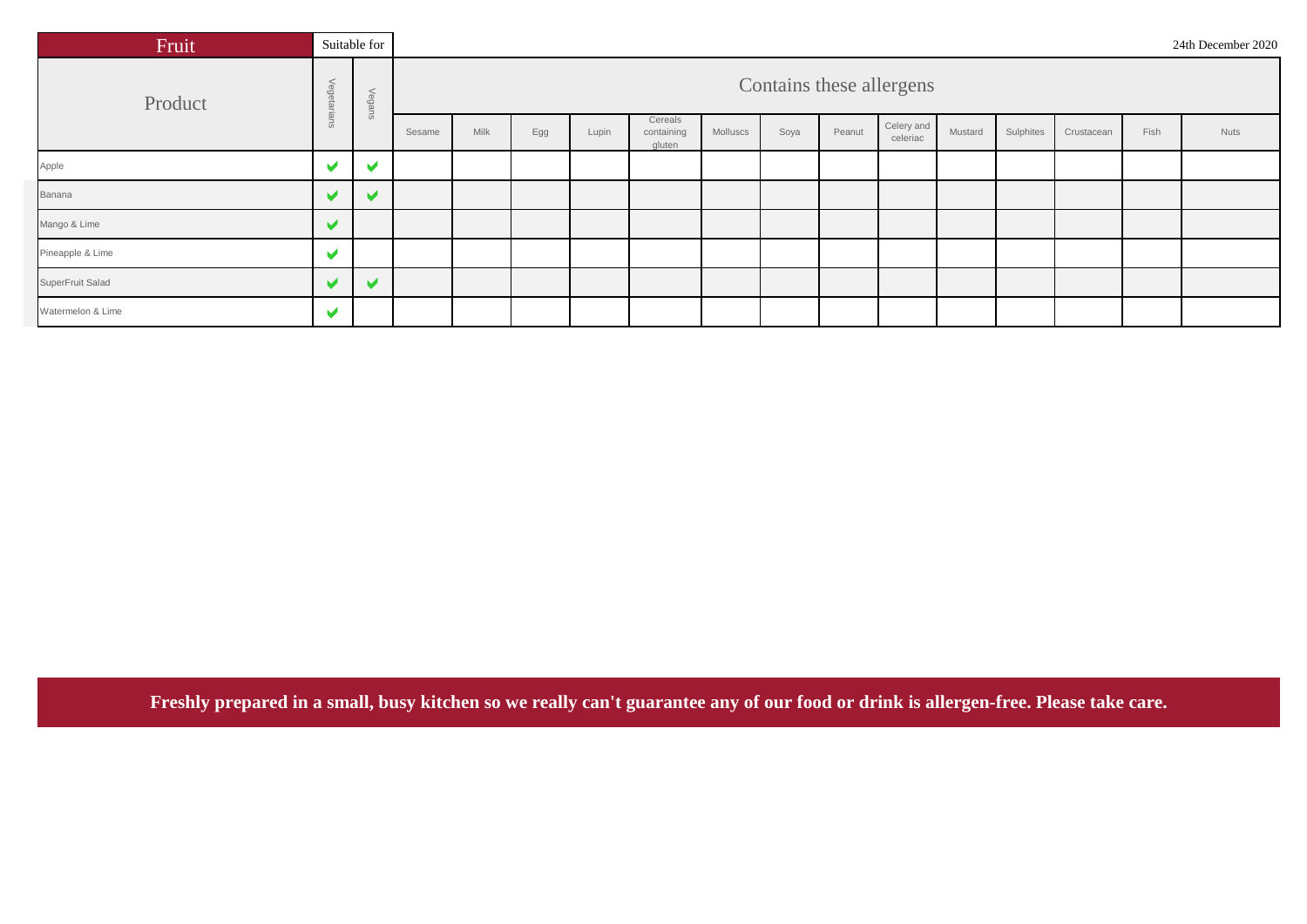| Fruit | Suitable for | | Contains these allergens | | | | | | | | | | | | | |
|---|---|---|---|---|---|---|---|---|---|---|---|---|---|---|---|---|
| Product | Vegetarians | Vegans | Sesame | Milk | Egg | Lupin | Cereals containing gluten | Molluscs | Soya | Peanut | Celery and celeriac | Mustard | Sulphites | Crustacean | Fish | Nuts |
| Apple | ✔ | ✔ | | | | | | | | | | | | | | |
| Banana | ✔ | ✔ | | | | | | | | | | | | | | |
| Mango & Lime | ✔ | | | | | | | | | | | | | | | |
| Pineapple & Lime | ✔ | | | | | | | | | | | | | | | |
| SuperFruit Salad | ✔ | ✔ | | | | | | | | | | | | | | |
| Watermelon & Lime | ✔ | | | | | | | | | | | | | | | |

24th December 2020

**Freshly prepared in a small, busy kitchen so we really can't guarantee any of our food or drink is allergen-free. Please take care.**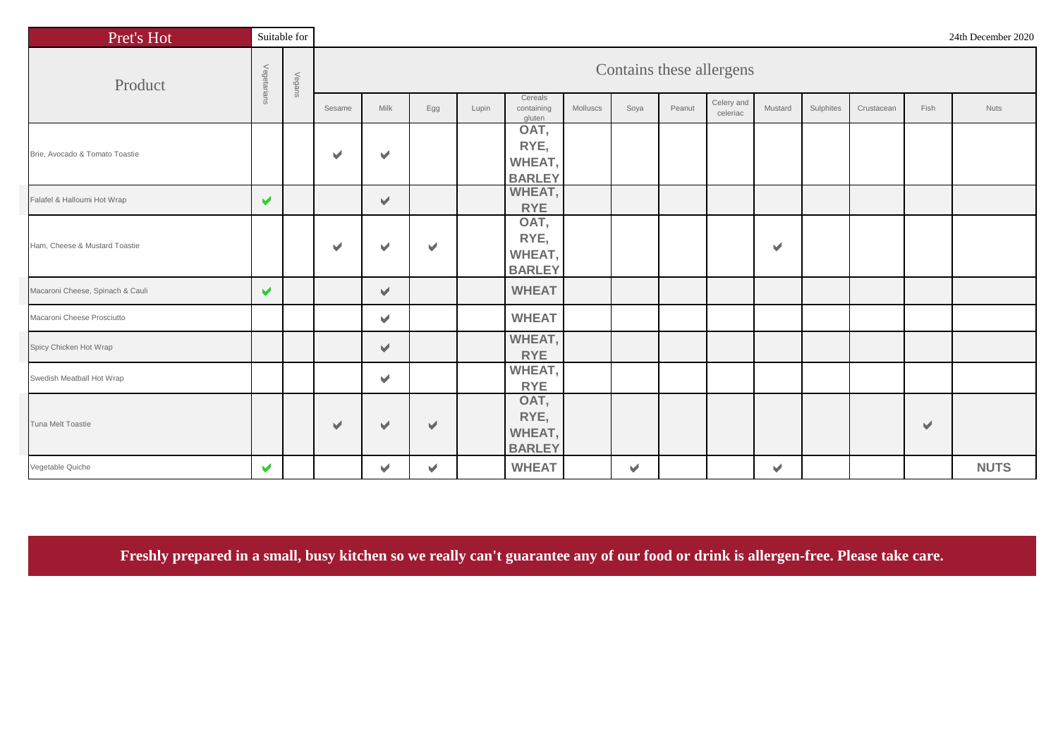| Pret's Hot | Suitable for | | | | | | | | | | | | | | | | 24th December 2020 |
|---|---|---|---|---|---|---|---|---|---|---|---|---|---|---|---|---|---|
| Product | Vegetarians | Vegans | Contains these allergens | | | | | | | | | | | | | | |
| | | | Sesame | Milk | Egg | Lupin | Cereals containing gluten | Molluscs | Soya | Peanut | Celery and celeriac | Mustard | Sulphites | Crustacean | Fish | Nuts | |
| Brie, Avocado & Tomato Toastie | | | ✔ | ✔ | | | OAT, RYE, WHEAT, BARLEY | | | | | | | | | | |
| Falafel & Halloumi Hot Wrap | ✔ | | | ✔ | | | WHEAT, RYE | | | | | | | | | | |
| Ham, Cheese & Mustard Toastie | | | ✔ | ✔ | ✔ | | OAT, RYE, WHEAT, BARLEY | | | | | ✔ | | | | | |
| Macaroni Cheese, Spinach & Cauli | ✔ | | | ✔ | | | WHEAT | | | | | | | | | | |
| Macaroni Cheese Prosciutto | | | | ✔ | | | WHEAT | | | | | | | | | | |
| Spicy Chicken Hot Wrap | | | | ✔ | | | WHEAT, RYE | | | | | | | | | | |
| Swedish Meatball Hot Wrap | | | | ✔ | | | WHEAT, RYE | | | | | | | | | | |
| Tuna Melt Toastie | | | ✔ | ✔ | ✔ | | OAT, RYE, WHEAT, BARLEY | | | | | | | | ✔ | | |
| Vegetable Quiche | ✔ | | | ✔ | ✔ | | WHEAT | | ✔ | | | ✔ | | | | NUTS | |

**Freshly prepared in a small, busy kitchen so we really can't guarantee any of our food or drink is allergen-free. Please take care.**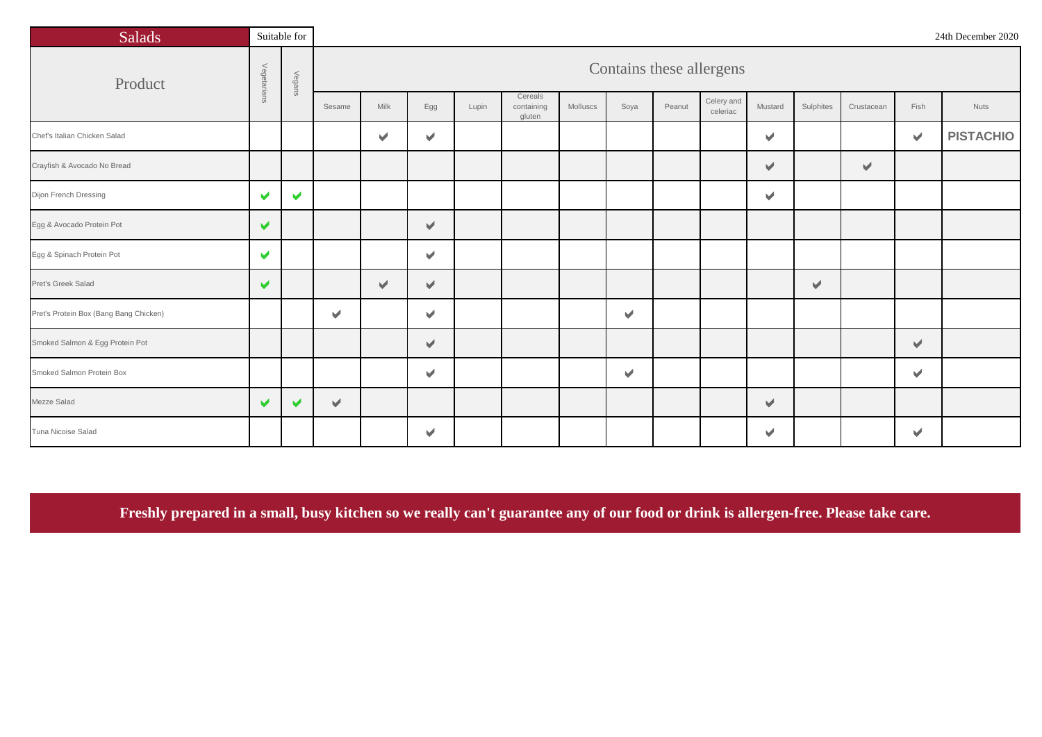| Salads | Suitable for | | | | | | | | | | | | | | | | 24th December 2020 |
|---|---|---|---|---|---|---|---|---|---|---|---|---|---|---|---|---|---|
| Product | Vegetarians | Vegans | Contains these allergens | | | | | | | | | | | | | | |
| | | | Sesame | Milk | Egg | Lupin | Cereals containing gluten | Molluscs | Soya | Peanut | Celery and celeriac | Mustard | Sulphites | Crustacean | Fish | Nuts | |
| Chef's Italian Chicken Salad | | | | ✔ | ✔ | | | | | | | ✔ | | | ✔ | **PISTACHIO** | |
| Crayfish & Avocado No Bread | | | | | | | | | | | | ✔ | | ✔ | | | |
| Dijon French Dressing | ✔ | ✔ | | | | | | | | | | ✔ | | | | | |
| Egg & Avocado Protein Pot | ✔ | | | | ✔ | | | | | | | | | | | | |
| Egg & Spinach Protein Pot | ✔ | | | | ✔ | | | | | | | | | | | | |
| Pret's Greek Salad | ✔ | | | ✔ | ✔ | | | | | | | | ✔ | | | | |
| Pret's Protein Box (Bang Bang Chicken) | | | ✔ | | ✔ | | | | ✔ | | | | | | | | |
| Smoked Salmon & Egg Protein Pot | | | | | ✔ | | | | | | | | | | ✔ | | |
| Smoked Salmon Protein Box | | | | | ✔ | | | | ✔ | | | | | | ✔ | | |
| Mezze Salad | ✔ | ✔ | ✔ | | | | | | | | | ✔ | | | | | |
| Tuna Nicoise Salad | | | | | ✔ | | | | | | | ✔ | | | ✔ | | |

**Freshly prepared in a small, busy kitchen so we really can't guarantee any of our food or drink is allergen-free. Please take care.**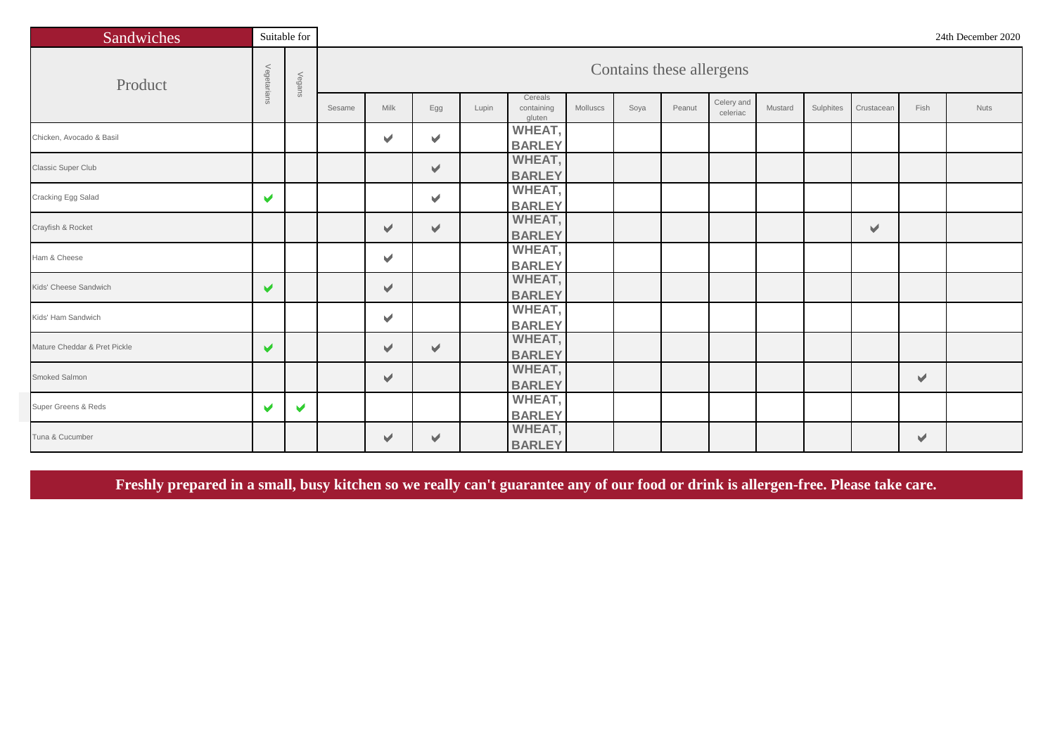| Sandwiches | Suitable for | | Contains these allergens | | | | | | | | | | | | | | 24th December 2020 |
|---|---|---|---|---|---|---|---|---|---|---|---|---|---|---|---|---|---|
| Product | Vegetarians | Vegans | Sesame | Milk | Egg | Lupin | Cereals containing gluten | Molluscs | Soya | Peanut | Celery and celeriac | Mustard | Sulphites | Crustacean | Fish | Nuts |
| Chicken, Avocado & Basil | | | | ✔ | ✔ | | WHEAT, BARLEY | | | | | | | | | |
| Classic Super Club | | | | | ✔ | | WHEAT, BARLEY | | | | | | | | | |
| Cracking Egg Salad | ✔ | | | | ✔ | | WHEAT, BARLEY | | | | | | | | | |
| Crayfish & Rocket | | | | ✔ | ✔ | | WHEAT, BARLEY | | | | | | | ✔ | | |
| Ham & Cheese | | | | ✔ | | | WHEAT, BARLEY | | | | | | | | | |
| Kids' Cheese Sandwich | ✔ | | | ✔ | | | WHEAT, BARLEY | | | | | | | | | |
| Kids' Ham Sandwich | | | | ✔ | | | WHEAT, BARLEY | | | | | | | | | |
| Mature Cheddar & Pret Pickle | ✔ | | | ✔ | ✔ | | WHEAT, BARLEY | | | | | | | | | |
| Smoked Salmon | | | | ✔ | | | WHEAT, BARLEY | | | | | | | | ✔ | |
| Super Greens & Reds | ✔ | ✔ | | | | | WHEAT, BARLEY | | | | | | | | | |
| Tuna & Cucumber | | | | ✔ | ✔ | | WHEAT, BARLEY | | | | | | | | ✔ | |

**Freshly prepared in a small, busy kitchen so we really can't guarantee any of our food or drink is allergen-free. Please take care.**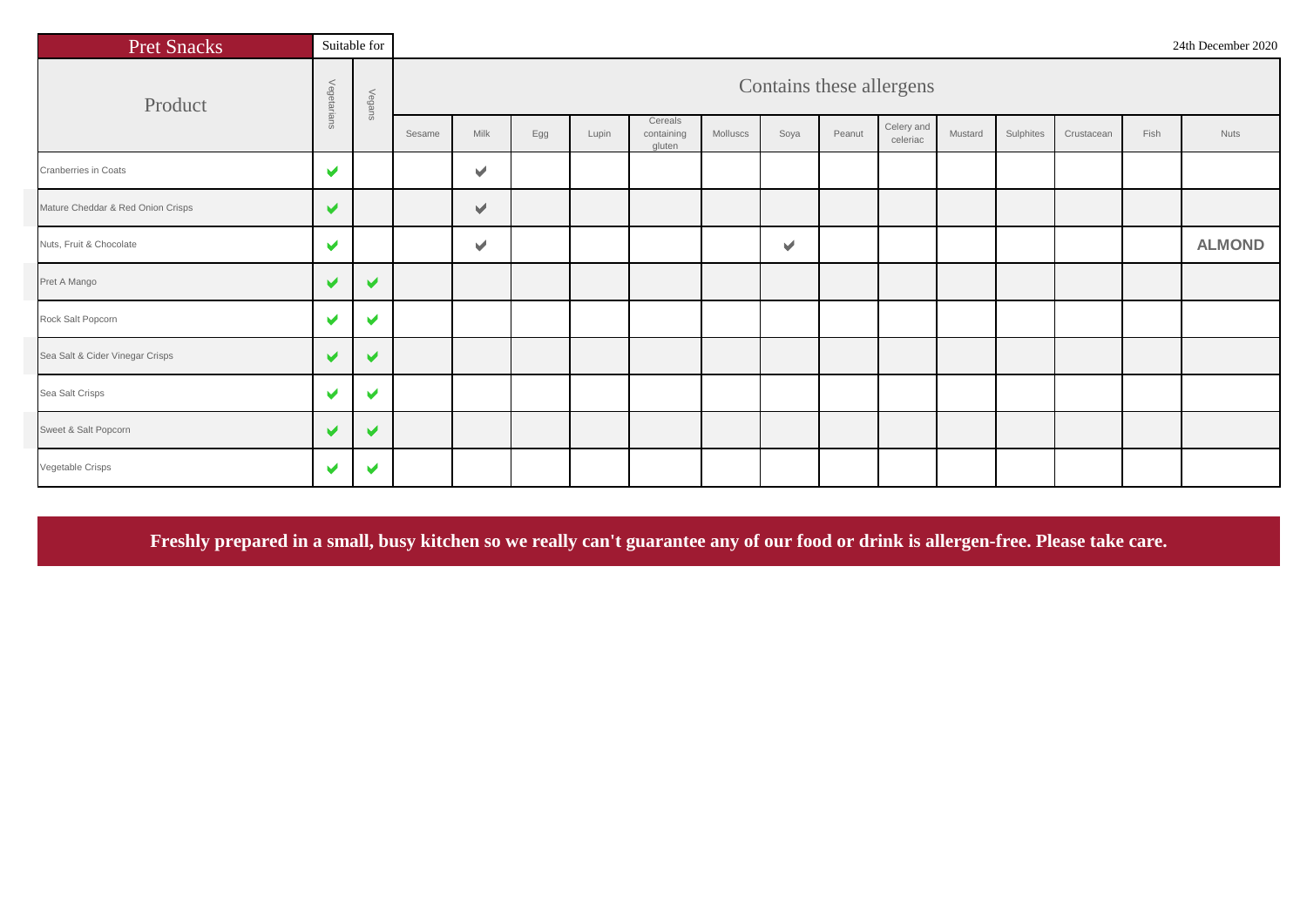| Pret Snacks | Suitable for | | | | | | | | | | | | | | | | 24th December 2020 |
|---|---|---|---|---|---|---|---|---|---|---|---|---|---|---|---|---|---|
| Product | Vegetarians | Vegans | Contains these allergens | | | | | | | | | | | | | | |
| | | | Sesame | Milk | Egg | Lupin | Cereals containing gluten | Molluscs | Soya | Peanut | Celery and celeriac | Mustard | Sulphites | Crustacean | Fish | Nuts |
| Cranberries in Coats | ✔ | | | ✔ | | | | | | | | | | | | |
| Mature Cheddar & Red Onion Crisps | ✔ | | | ✔ | | | | | | | | | | | | |
| Nuts, Fruit & Chocolate | ✔ | | | ✔ | | | | | ✔ | | | | | | | ALMOND |
| Pret A Mango | ✔ | ✔ | | | | | | | | | | | | | | |
| Rock Salt Popcorn | ✔ | ✔ | | | | | | | | | | | | | | |
| Sea Salt & Cider Vinegar Crisps | ✔ | ✔ | | | | | | | | | | | | | | |
| Sea Salt Crisps | ✔ | ✔ | | | | | | | | | | | | | | |
| Sweet & Salt Popcorn | ✔ | ✔ | | | | | | | | | | | | | | |
| Vegetable Crisps | ✔ | ✔ | | | | | | | | | | | | | | |

**Freshly prepared in a small, busy kitchen so we really can't guarantee any of our food or drink is allergen-free. Please take care.**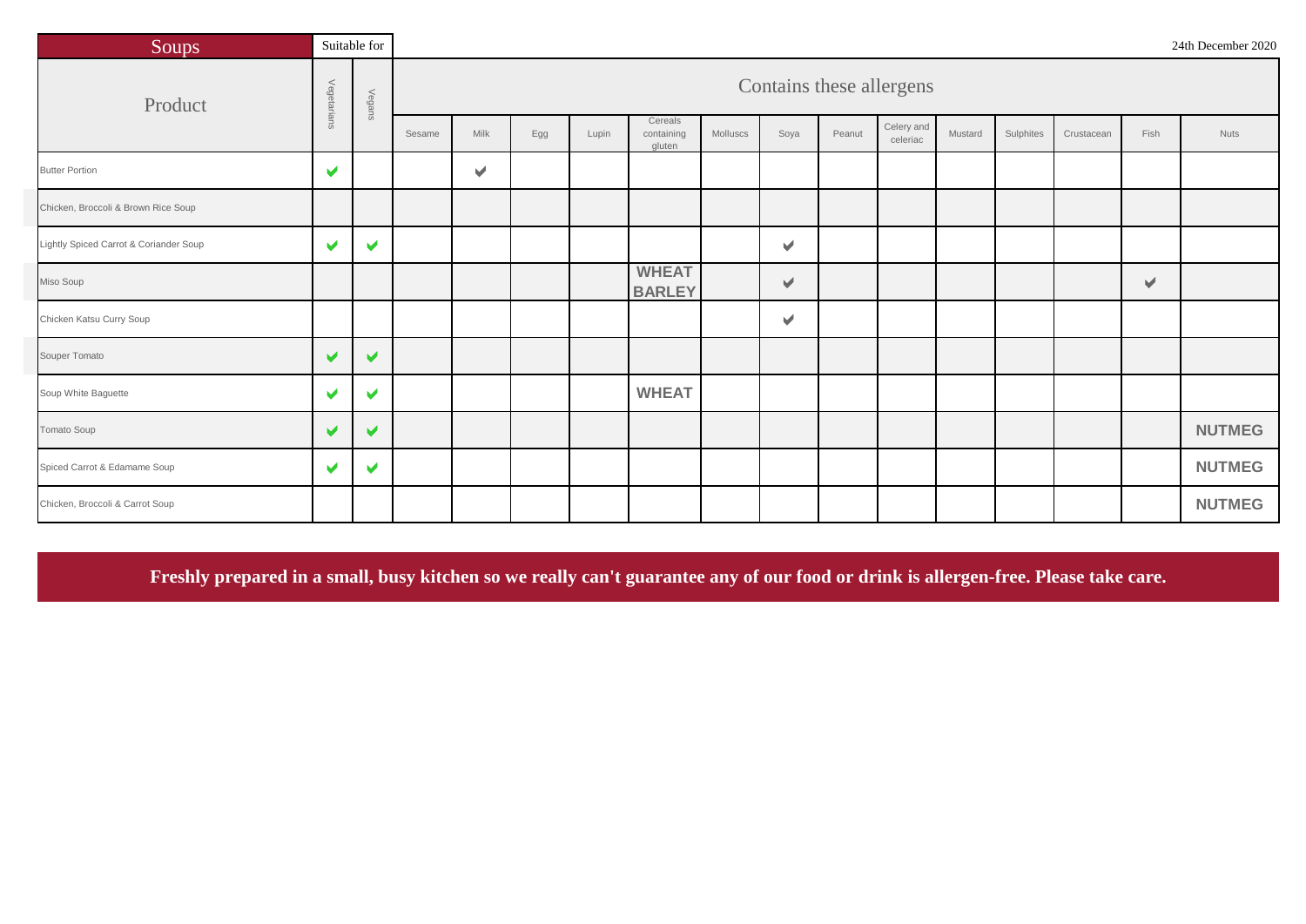| Soups | Suitable for | | | | | | | | | | | | | | | 24th December 2020 |
|---|---|---|---|---|---|---|---|---|---|---|---|---|---|---|---|---|
| Product | Vegetarians | Vegans | Contains these allergens | | | | | | | | | | | | | |
| | | | Sesame | Milk | Egg | Lupin | Cereals containing gluten | Molluscs | Soya | Peanut | Celery and celeriac | Mustard | Sulphites | Crustacean | Fish | Nuts |
| Butter Portion | ✔ | | | ✔ | | | | | | | | | | | | |
| Chicken, Broccoli & Brown Rice Soup | | | | | | | | | | | | | | | | |
| Lightly Spiced Carrot & Coriander Soup | ✔ | ✔ | | | | | | | ✔ | | | | | | | |
| Miso Soup | | | | | | | WHEAT BARLEY | | ✔ | | | | | | ✔ | |
| Chicken Katsu Curry Soup | | | | | | | | | ✔ | | | | | | | |
| Souper Tomato | ✔ | ✔ | | | | | | | | | | | | | | |
| Soup White Baguette | ✔ | ✔ | | | | | WHEAT | | | | | | | | | |
| Tomato Soup | ✔ | ✔ | | | | | | | | | | | | | | NUTMEG |
| Spiced Carrot & Edamame Soup | ✔ | ✔ | | | | | | | | | | | | | | NUTMEG |
| Chicken, Broccoli & Carrot Soup | | | | | | | | | | | | | | | | NUTMEG |

**Freshly prepared in a small, busy kitchen so we really can't guarantee any of our food or drink is allergen-free. Please take care.**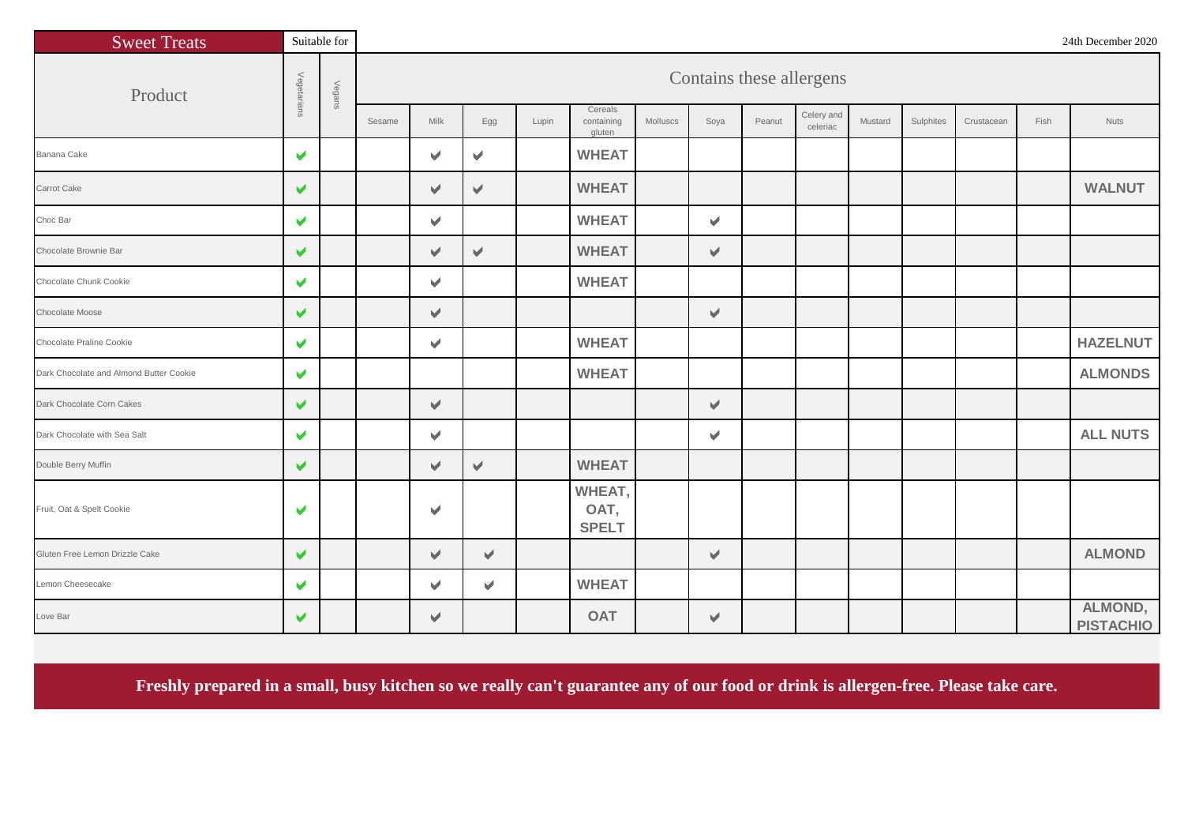# Sweet Treats

24th December 2020

| Product | Suitable for: Vegetarians | Suitable for: Vegans | Contains these allergens: Sesame | Milk | Egg | Lupin | Cereals containing gluten | Molluscs | Soya | Peanut | Celery and celeriac | Mustard | Sulphites | Crustacean | Fish | Nuts |
|---|---|---|---|---|---|---|---|---|---|---|---|---|---|---|---|---|
| Banana Cake | ✔ | | | ✔ | ✔ | | WHEAT | | | | | | | | | |
| Carrot Cake | ✔ | | | ✔ | ✔ | | WHEAT | | | | | | | | | WALNUT |
| Choc Bar | ✔ | | | ✔ | | | WHEAT | | ✔ | | | | | | | |
| Chocolate Brownie Bar | ✔ | | | ✔ | ✔ | | WHEAT | | ✔ | | | | | | | |
| Chocolate Chunk Cookie | ✔ | | | ✔ | | | WHEAT | | | | | | | | | |
| Chocolate Moose | ✔ | | | ✔ | | | | | ✔ | | | | | | | |
| Chocolate Praline Cookie | ✔ | | | ✔ | | | WHEAT | | | | | | | | | HAZELNUT |
| Dark Chocolate and Almond Butter Cookie | ✔ | | | | | | WHEAT | | | | | | | | | ALMONDS |
| Dark Chocolate Corn Cakes | ✔ | | | ✔ | | | | | ✔ | | | | | | | |
| Dark Chocolate with Sea Salt | ✔ | | | ✔ | | | | | ✔ | | | | | | | ALL NUTS |
| Double Berry Muffin | ✔ | | | ✔ | ✔ | | WHEAT | | | | | | | | | |
| Fruit, Oat & Spelt Cookie | ✔ | | | ✔ | | | WHEAT, OAT, SPELT | | | | | | | | | |
| Gluten Free Lemon Drizzle Cake | ✔ | | | ✔ | ✔ | | | | ✔ | | | | | | | ALMOND |
| Lemon Cheesecake | ✔ | | | ✔ | ✔ | | WHEAT | | | | | | | | | |
| Love Bar | ✔ | | | ✔ | | | OAT | | ✔ | | | | | | | ALMOND, PISTACHIO |

**Freshly prepared in a small, busy kitchen so we really can't guarantee any of our food or drink is allergen-free. Please take care.**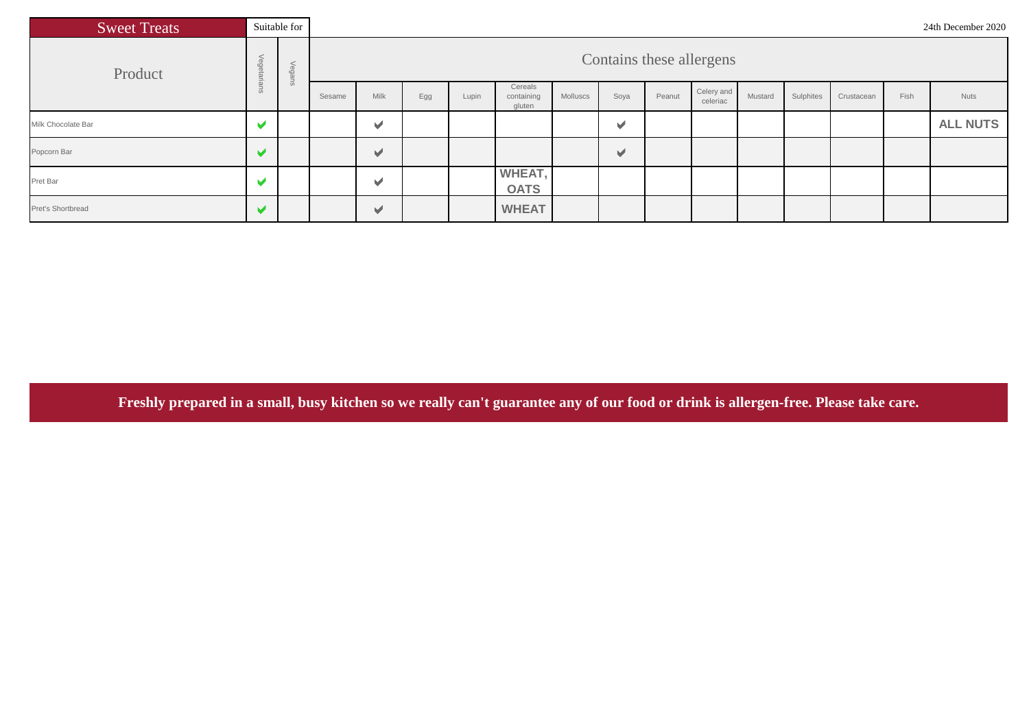| Sweet Treats | Suitable for | | | | | | | | | | | | | | | 24th December 2020 |
|---|---|---|---|---|---|---|---|---|---|---|---|---|---|---|---|---|
| Product | Vegetarians | Vegans | Contains these allergens | | | | | | | | | | | | | |
| | | | Sesame | Milk | Egg | Lupin | Cereals containing gluten | Molluscs | Soya | Peanut | Celery and celeriac | Mustard | Sulphites | Crustacean | Fish | Nuts |
| Milk Chocolate Bar | ✔ | | | ✔ | | | | | ✔ | | | | | | | **ALL NUTS** |
| Popcorn Bar | ✔ | | | ✔ | | | | | ✔ | | | | | | | |
| Pret Bar | ✔ | | | ✔ | | | **WHEAT, OATS** | | | | | | | | | |
| Pret's Shortbread | ✔ | | | ✔ | | | **WHEAT** | | | | | | | | | |

**Freshly prepared in a small, busy kitchen so we really can't guarantee any of our food or drink is allergen-free. Please take care.**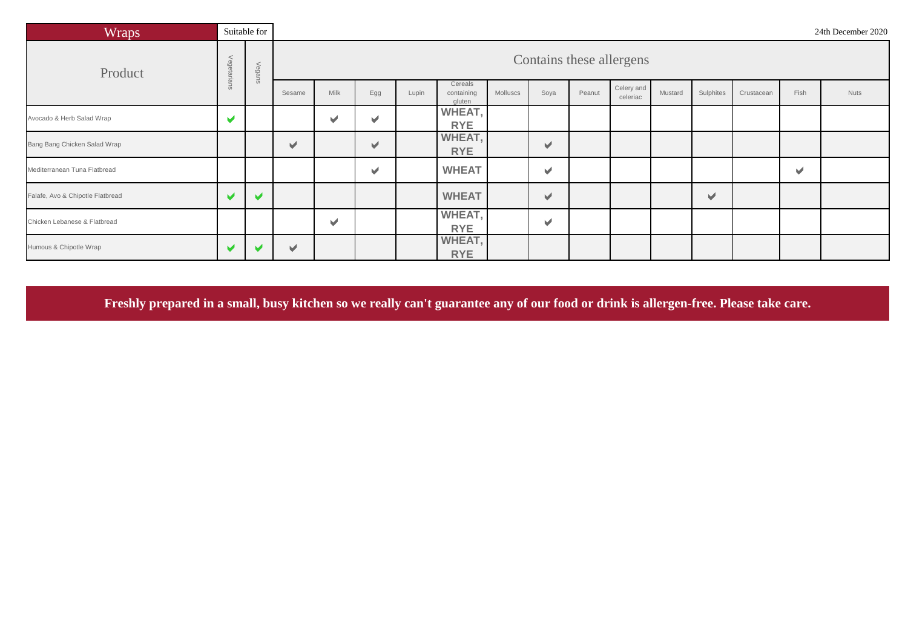| Wraps | Suitable for | | | | | | | | | | | | | | | | 24th December 2020 |
|---|---|---|---|---|---|---|---|---|---|---|---|---|---|---|---|---|---|
| Product | Vegetarians | Vegans | Contains these allergens | | | | | | | | | | | | | | |
| | | | Sesame | Milk | Egg | Lupin | Cereals containing gluten | Molluscs | Soya | Peanut | Celery and celeriac | Mustard | Sulphites | Crustacean | Fish | Nuts | |
| Avocado & Herb Salad Wrap | ✔ | | | ✔ | ✔ | | **WHEAT, RYE** | | | | | | | | | | |
| Bang Bang Chicken Salad Wrap | | | ✔ | | ✔ | | **WHEAT, RYE** | | ✔ | | | | | | | | |
| Mediterranean Tuna Flatbread | | | | | ✔ | | **WHEAT** | | ✔ | | | | | | ✔ | | |
| Falafe, Avo & Chipotle Flatbread | ✔ | ✔ | | | | | **WHEAT** | | ✔ | | | | ✔ | | | | |
| Chicken Lebanese & Flatbread | | | | ✔ | | | **WHEAT, RYE** | | ✔ | | | | | | | | |
| Humous & Chipotle Wrap | ✔ | ✔ | ✔ | | | | **WHEAT, RYE** | | | | | | | | | | |

**Freshly prepared in a small, busy kitchen so we really can't guarantee any of our food or drink is allergen-free. Please take care.**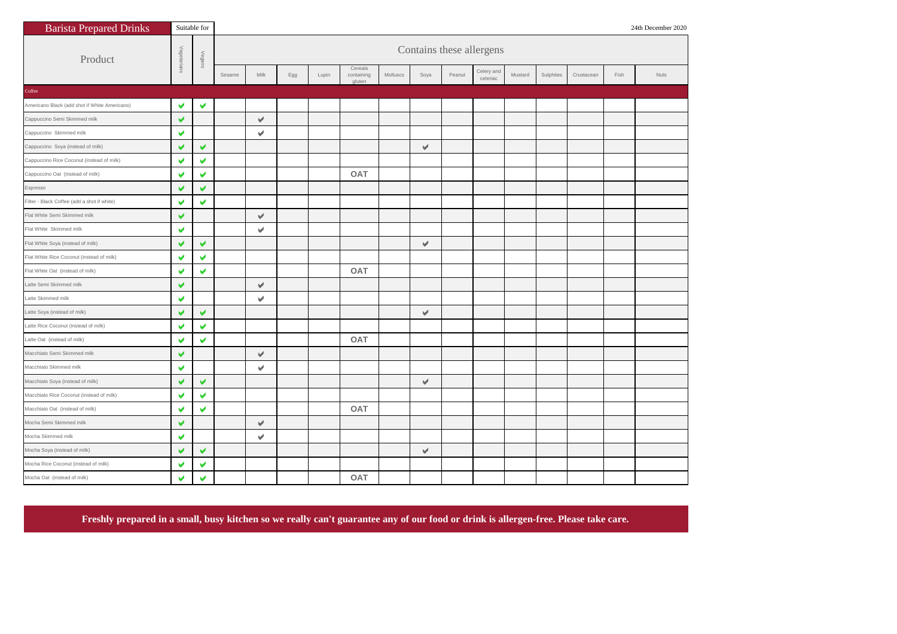# Barista Prepared Drinks

24th December 2020

| Product | Suitable for | | Contains these allergens | | | | | | | | | | | | | |
|---|---|---|---|---|---|---|---|---|---|---|---|---|---|---|---|---|
| | Vegetarians | Vegans | Sesame | Milk | Egg | Lupin | Cereals containing gluten | Molluscs | Soya | Peanut | Celery and celeriac | Mustard | Sulphites | Crustacean | Fish | Nuts |
| **Coffee** | | | | | | | | | | | | | | | | |
| Americano Black (add shot if White Americano) | ✔ | ✔ | | | | | | | | | | | | | | |
| Cappuccino Semi Skimmed milk | ✔ | | | ✔ | | | | | | | | | | | | |
| Cappuccino Skimmed milk | ✔ | | | ✔ | | | | | | | | | | | | |
| Cappuccino Soya (instead of milk) | ✔ | ✔ | | | | | | | ✔ | | | | | | | |
| Cappuccino Rice Coconut (instead of milk) | ✔ | ✔ | | | | | | | | | | | | | | |
| Cappuccino Oat (instead of milk) | ✔ | ✔ | | | | | OAT | | | | | | | | | |
| Espresso | ✔ | ✔ | | | | | | | | | | | | | | |
| Filter - Black Coffee (add a shot if white) | ✔ | ✔ | | | | | | | | | | | | | | |
| Flat White Semi Skimmed milk | ✔ | | | ✔ | | | | | | | | | | | | |
| Flat White Skimmed milk | ✔ | | | ✔ | | | | | | | | | | | | |
| Flat White Soya (instead of milk) | ✔ | ✔ | | | | | | | ✔ | | | | | | | |
| Flat White Rice Coconut (instead of milk) | ✔ | ✔ | | | | | | | | | | | | | | |
| Flat White Oat (instead of milk) | ✔ | ✔ | | | | | OAT | | | | | | | | | |
| Latte Semi Skimmed milk | ✔ | | | ✔ | | | | | | | | | | | | |
| Latte Skimmed milk | ✔ | | | ✔ | | | | | | | | | | | | |
| Latte Soya (instead of milk) | ✔ | ✔ | | | | | | | ✔ | | | | | | | |
| Latte Rice Coconut (instead of milk) | ✔ | ✔ | | | | | | | | | | | | | | |
| Latte Oat (instead of milk) | ✔ | ✔ | | | | | OAT | | | | | | | | | |
| Macchiato Semi Skimmed milk | ✔ | | | ✔ | | | | | | | | | | | | |
| Macchiato Skimmed milk | ✔ | | | ✔ | | | | | | | | | | | | |
| Macchiato Soya (instead of milk) | ✔ | ✔ | | | | | | | ✔ | | | | | | | |
| Macchiato Rice Coconut (instead of milk) | ✔ | ✔ | | | | | | | | | | | | | | |
| Macchiato Oat (instead of milk) | ✔ | ✔ | | | | | OAT | | | | | | | | | |
| Mocha Semi Skimmed milk | ✔ | | | ✔ | | | | | | | | | | | | |
| Mocha Skimmed milk | ✔ | | | ✔ | | | | | | | | | | | | |
| Mocha Soya (instead of milk) | ✔ | ✔ | | | | | | | ✔ | | | | | | | |
| Mocha Rice Coconut (instead of milk) | ✔ | ✔ | | | | | | | | | | | | | | |
| Mocha Oat (instead of milk) | ✔ | ✔ | | | | | OAT | | | | | | | | | |

**Freshly prepared in a small, busy kitchen so we really can't guarantee any of our food or drink is allergen-free. Please take care.**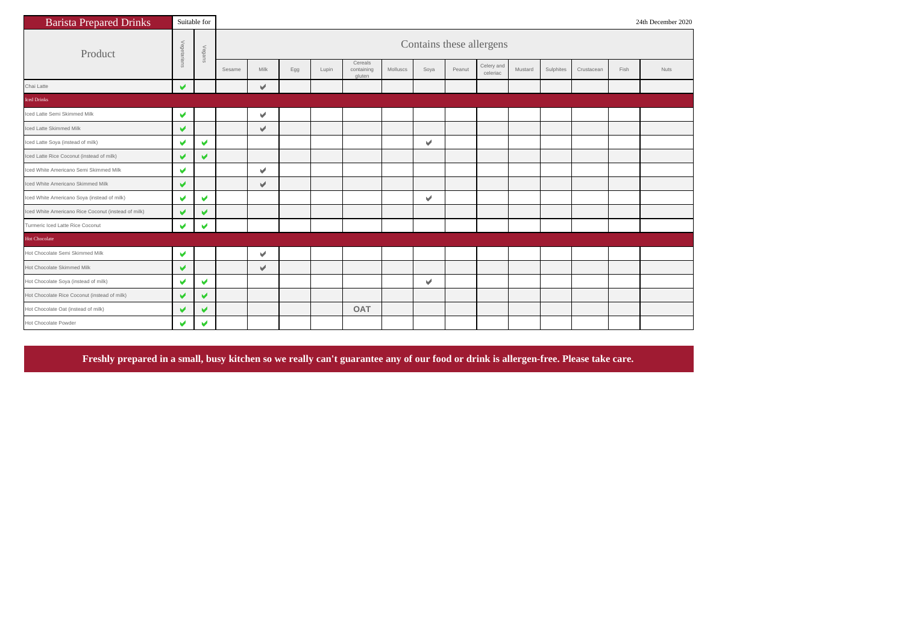24th December 2020

| Barista Prepared Drinks | Suitable for | | Contains these allergens | | | | | | | | | | | | | |
|---|---|---|---|---|---|---|---|---|---|---|---|---|---|---|---|---|
| Product | Vegetarians | Vegans | Sesame | Milk | Egg | Lupin | Cereals containing gluten | Molluscs | Soya | Peanut | Celery and celeriac | Mustard | Sulphites | Crustacean | Fish | Nuts |
| Chai Latte | ✔ | | | ✔ | | | | | | | | | | | | |
| **Iced Drinks** | | | | | | | | | | | | | | | | |
| Iced Latte Semi Skimmed Milk | ✔ | | | ✔ | | | | | | | | | | | | |
| Iced Latte Skimmed Milk | ✔ | | | ✔ | | | | | | | | | | | | |
| Iced Latte Soya (instead of milk) | ✔ | ✔ | | | | | | | ✔ | | | | | | | |
| Iced Latte Rice Coconut (instead of milk) | ✔ | ✔ | | | | | | | | | | | | | | |
| Iced White Americano Semi Skimmed Milk | ✔ | | | ✔ | | | | | | | | | | | | |
| Iced White Americano Skimmed Milk | ✔ | | | ✔ | | | | | | | | | | | | |
| Iced White Americano Soya (instead of milk) | ✔ | ✔ | | | | | | | ✔ | | | | | | | |
| Iced White Americano Rice Coconut (instead of milk) | ✔ | ✔ | | | | | | | | | | | | | | |
| Turmeric Iced Latte Rice Coconut | ✔ | ✔ | | | | | | | | | | | | | | |
| **Hot Chocolate** | | | | | | | | | | | | | | | | |
| Hot Chocolate Semi Skimmed Milk | ✔ | | | ✔ | | | | | | | | | | | | |
| Hot Chocolate Skimmed Milk | ✔ | | | ✔ | | | | | | | | | | | | |
| Hot Chocolate Soya (instead of milk) | ✔ | ✔ | | | | | | | ✔ | | | | | | | |
| Hot Chocolate Rice Coconut (instead of milk) | ✔ | ✔ | | | | | | | | | | | | | | |
| Hot Chocolate Oat (instead of milk) | ✔ | ✔ | | | | | OAT | | | | | | | | | |
| Hot Chocolate Powder | ✔ | ✔ | | | | | | | | | | | | | | |

**Freshly prepared in a small, busy kitchen so we really can't guarantee any of our food or drink is allergen-free. Please take care.**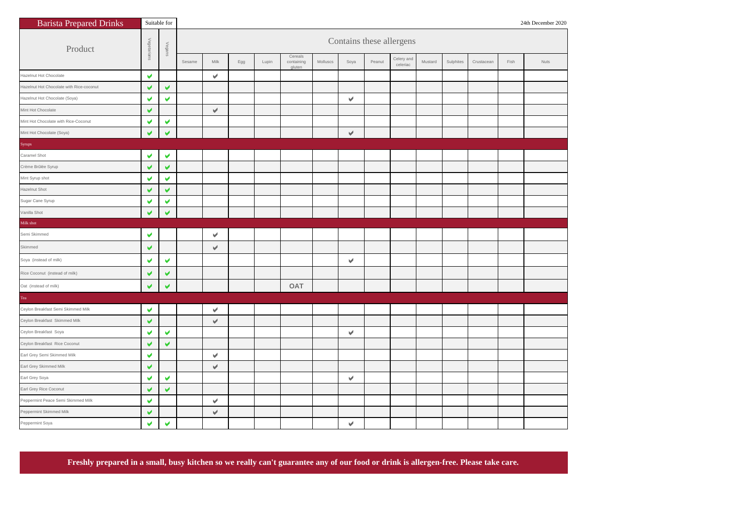| Barista Prepared Drinks | Suitable for | | | | | | | | | | | | | | | | | 24th December 2020 |
|---|---|---|---|---|---|---|---|---|---|---|---|---|---|---|---|---|---|---|
| Product | Vegetarians | Vegans | Contains these allergens | | | | | | | | | | | | | | | |
| | | | Sesame | Milk | Egg | Lupin | Cereals containing gluten | Molluscs | Soya | Peanut | Celery and celeriac | Mustard | Sulphites | Crustacean | Fish | Nuts | | |
| Hazelnut Hot Chocolate | ✔ | | | ✔ | | | | | | | | | | | | | | |
| Hazelnut Hot Chocolate with Rice-coconut | ✔ | ✔ | | | | | | | | | | | | | | | | |
| Hazelnut Hot Chocolate (Soya) | ✔ | ✔ | | | | | | | ✔ | | | | | | | | | |
| Mint Hot Chocolate | ✔ | | | ✔ | | | | | | | | | | | | | | |
| Mint Hot Chocolate with Rice-Coconut | ✔ | ✔ | | | | | | | | | | | | | | | | |
| Mint Hot Chocolate (Soya) | ✔ | ✔ | | | | | | | ✔ | | | | | | | | | |
| **Syrups** | | | | | | | | | | | | | | | | | | |
| Caramel Shot | ✔ | ✔ | | | | | | | | | | | | | | | | |
| Crème Brûlée Syrup | ✔ | ✔ | | | | | | | | | | | | | | | | |
| Mint Syrup shot | ✔ | ✔ | | | | | | | | | | | | | | | | |
| Hazelnut Shot | ✔ | ✔ | | | | | | | | | | | | | | | | |
| Sugar Cane Syrup | ✔ | ✔ | | | | | | | | | | | | | | | | |
| Vanilla Shot | ✔ | ✔ | | | | | | | | | | | | | | | | |
| **Milk shot** | | | | | | | | | | | | | | | | | | |
| Semi Skimmed | ✔ | | | ✔ | | | | | | | | | | | | | | |
| Skimmed | ✔ | | | ✔ | | | | | | | | | | | | | | |
| Soya (instead of milk) | ✔ | ✔ | | | | | | | ✔ | | | | | | | | | |
| Rice Coconut (instead of milk) | ✔ | ✔ | | | | | | | | | | | | | | | | |
| Oat (instead of milk) | ✔ | ✔ | | | | | OAT | | | | | | | | | | | |
| **Tea** | | | | | | | | | | | | | | | | | | |
| Ceylon Breakfast Semi Skimmed Milk | ✔ | | | ✔ | | | | | | | | | | | | | | |
| Ceylon Breakfast Skimmed Milk | ✔ | | | ✔ | | | | | | | | | | | | | | |
| Ceylon Breakfast Soya | ✔ | ✔ | | | | | | | ✔ | | | | | | | | | |
| Ceylon Breakfast Rice Coconut | ✔ | ✔ | | | | | | | | | | | | | | | | |
| Earl Grey Semi Skimmed Milk | ✔ | | | ✔ | | | | | | | | | | | | | | |
| Earl Grey Skimmed Milk | ✔ | | | ✔ | | | | | | | | | | | | | | |
| Earl Grey Soya | ✔ | ✔ | | | | | | | ✔ | | | | | | | | | |
| Earl Grey Rice Coconut | ✔ | ✔ | | | | | | | | | | | | | | | | |
| Peppermint Peace Semi Skimmed Milk | ✔ | | | ✔ | | | | | | | | | | | | | | |
| Peppermint Skimmed Milk | ✔ | | | ✔ | | | | | | | | | | | | | | |
| Peppermint Soya | ✔ | ✔ | | | | | | | ✔ | | | | | | | | | |

**Freshly prepared in a small, busy kitchen so we really can't guarantee any of our food or drink is allergen-free. Please take care.**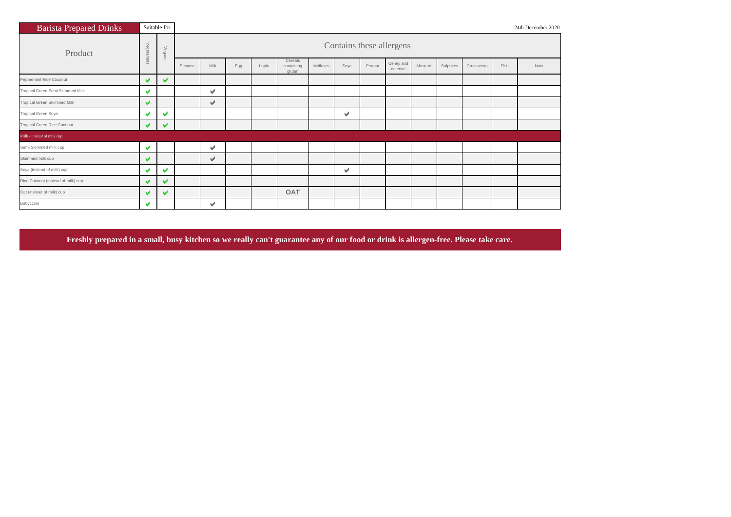| Barista Prepared Drinks | Suitable for | | | | | | | | | | | | | | | | |
|---|---|---|---|---|---|---|---|---|---|---|---|---|---|---|---|---|---|
| Product | Vegetarians | Vegans | Contains these allergens | | | | | | | | | | | | | | |
| | | | Sesame | Milk | Egg | Lupin | Cereals containing gluten | Molluscs | Soya | Peanut | Celery and celeriac | Mustard | Sulphites | Crustacean | Fish | Nuts |
| Peppermint Rice Coconut | ✔ | ✔ | | | | | | | | | | | | | | |
| Tropical Green Semi Skimmed Milk | ✔ | | | ✔ | | | | | | | | | | | | |
| Tropical Green Skimmed Milk | ✔ | | | ✔ | | | | | | | | | | | | |
| Tropical Green Soya | ✔ | ✔ | | | | | | | ✔ | | | | | | | |
| Tropical Green Rice Coconut | ✔ | ✔ | | | | | | | | | | | | | | |
| Milk / instead of milk cup | | | | | | | | | | | | | | | | |
| Semi Skimmed milk cup | ✔ | | | ✔ | | | | | | | | | | | | |
| Skimmed milk cup | ✔ | | | ✔ | | | | | | | | | | | | |
| Soya (instead of milk) cup | ✔ | ✔ | | | | | | | ✔ | | | | | | | |
| Rice Coconut (instead of milk) cup | ✔ | ✔ | | | | | | | | | | | | | | |
| Oat (instead of milk) cup | ✔ | ✔ | | | | | OAT | | | | | | | | | |
| Babyccino | ✔ | | | ✔ | | | | | | | | | | | | |

24th December 2020

**Freshly prepared in a small, busy kitchen so we really can't guarantee any of our food or drink is allergen-free. Please take care.**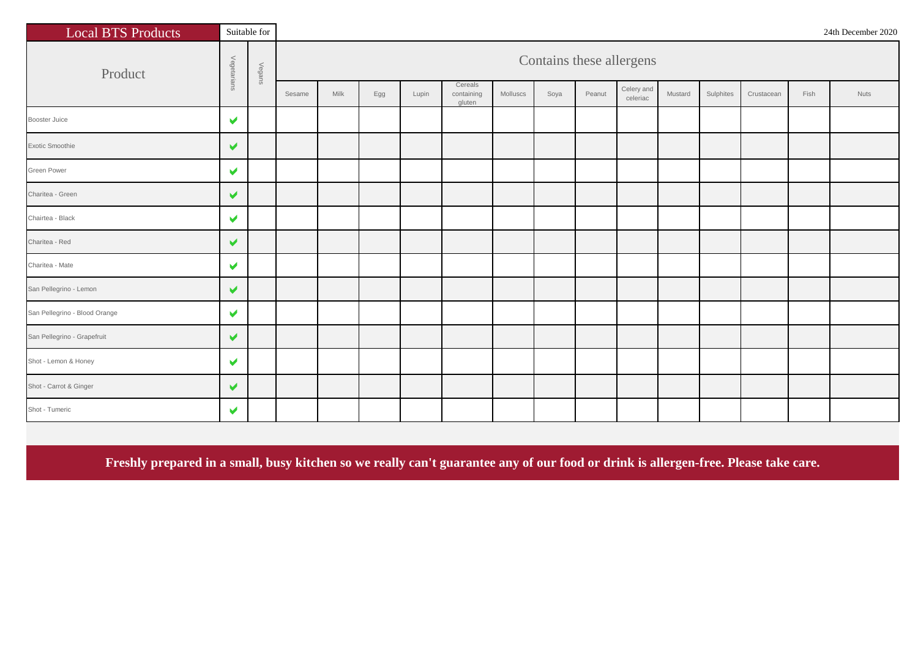# Local BTS Products

24th December 2020

| Product | Suitable for | | Contains these allergens | | | | | | | | | | | | | |
|---|---|---|---|---|---|---|---|---|---|---|---|---|---|---|---|---|
| | Vegetarians | Vegans | Sesame | Milk | Egg | Lupin | Cereals containing gluten | Molluscs | Soya | Peanut | Celery and celeriac | Mustard | Sulphites | Crustacean | Fish | Nuts |
| Booster Juice | ✔ | | | | | | | | | | | | | | | |
| Exotic Smoothie | ✔ | | | | | | | | | | | | | | | |
| Green Power | ✔ | | | | | | | | | | | | | | | |
| Charitea - Green | ✔ | | | | | | | | | | | | | | | |
| Chairtea - Black | ✔ | | | | | | | | | | | | | | | |
| Charitea - Red | ✔ | | | | | | | | | | | | | | | |
| Charitea - Mate | ✔ | | | | | | | | | | | | | | | |
| San Pellegrino - Lemon | ✔ | | | | | | | | | | | | | | | |
| San Pellegrino - Blood Orange | ✔ | | | | | | | | | | | | | | | |
| San Pellegrino - Grapefruit | ✔ | | | | | | | | | | | | | | | |
| Shot - Lemon & Honey | ✔ | | | | | | | | | | | | | | | |
| Shot - Carrot & Ginger | ✔ | | | | | | | | | | | | | | | |
| Shot - Tumeric | ✔ | | | | | | | | | | | | | | | |

**Freshly prepared in a small, busy kitchen so we really can't guarantee any of our food or drink is allergen-free. Please take care.**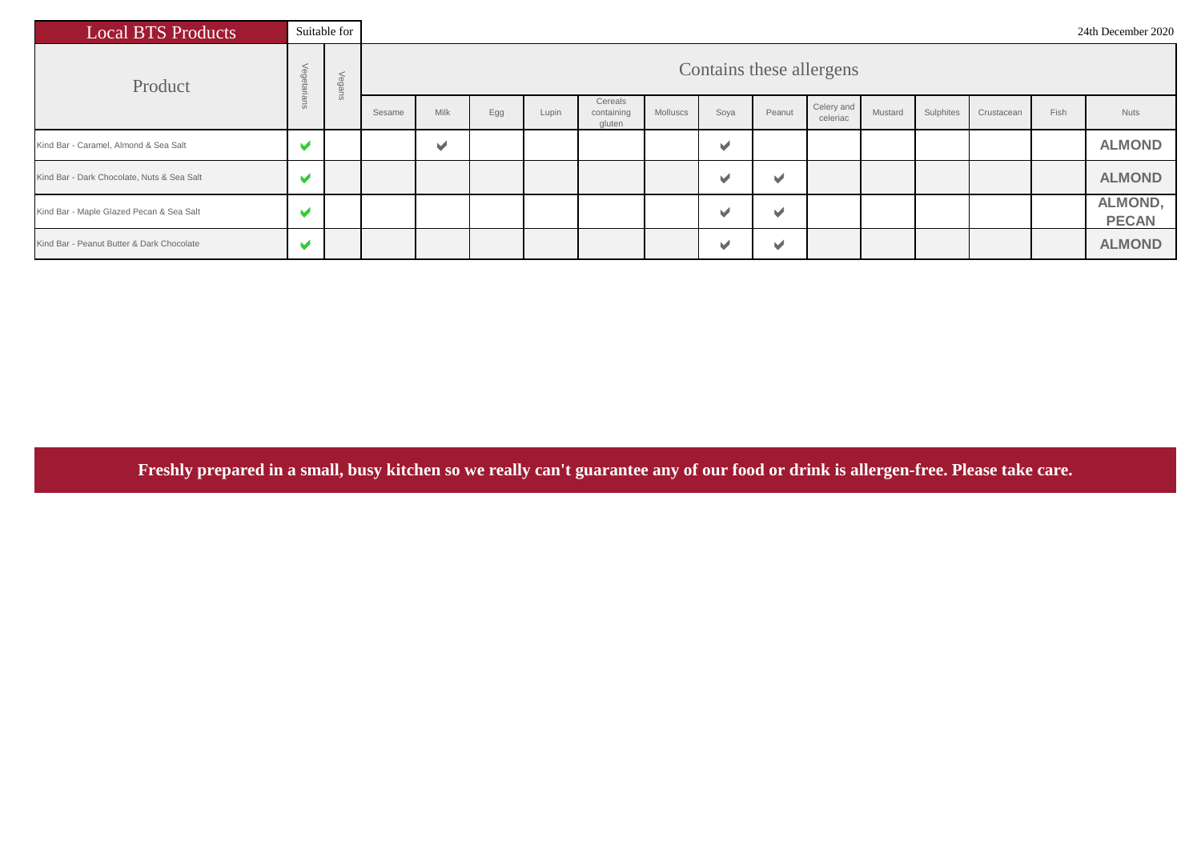# Local BTS Products

24th December 2020

| Product | Suitable for | | Contains these allergens | | | | | | | | | | | | | |
|---|---|---|---|---|---|---|---|---|---|---|---|---|---|---|---|---|
| | Vegetarians | Vegans | Sesame | Milk | Egg | Lupin | Cereals containing gluten | Molluscs | Soya | Peanut | Celery and celeriac | Mustard | Sulphites | Crustacean | Fish | Nuts |
| Kind Bar - Caramel, Almond & Sea Salt | ✔ | | | ✔ | | | | | ✔ | | | | | | | **ALMOND** |
| Kind Bar - Dark Chocolate, Nuts & Sea Salt | ✔ | | | | | | | | ✔ | ✔ | | | | | | **ALMOND** |
| Kind Bar - Maple Glazed Pecan & Sea Salt | ✔ | | | | | | | | ✔ | ✔ | | | | | | **ALMOND, PECAN** |
| Kind Bar - Peanut Butter & Dark Chocolate | ✔ | | | | | | | | ✔ | ✔ | | | | | | **ALMOND** |

**Freshly prepared in a small, busy kitchen so we really can't guarantee any of our food or drink is allergen-free. Please take care.**